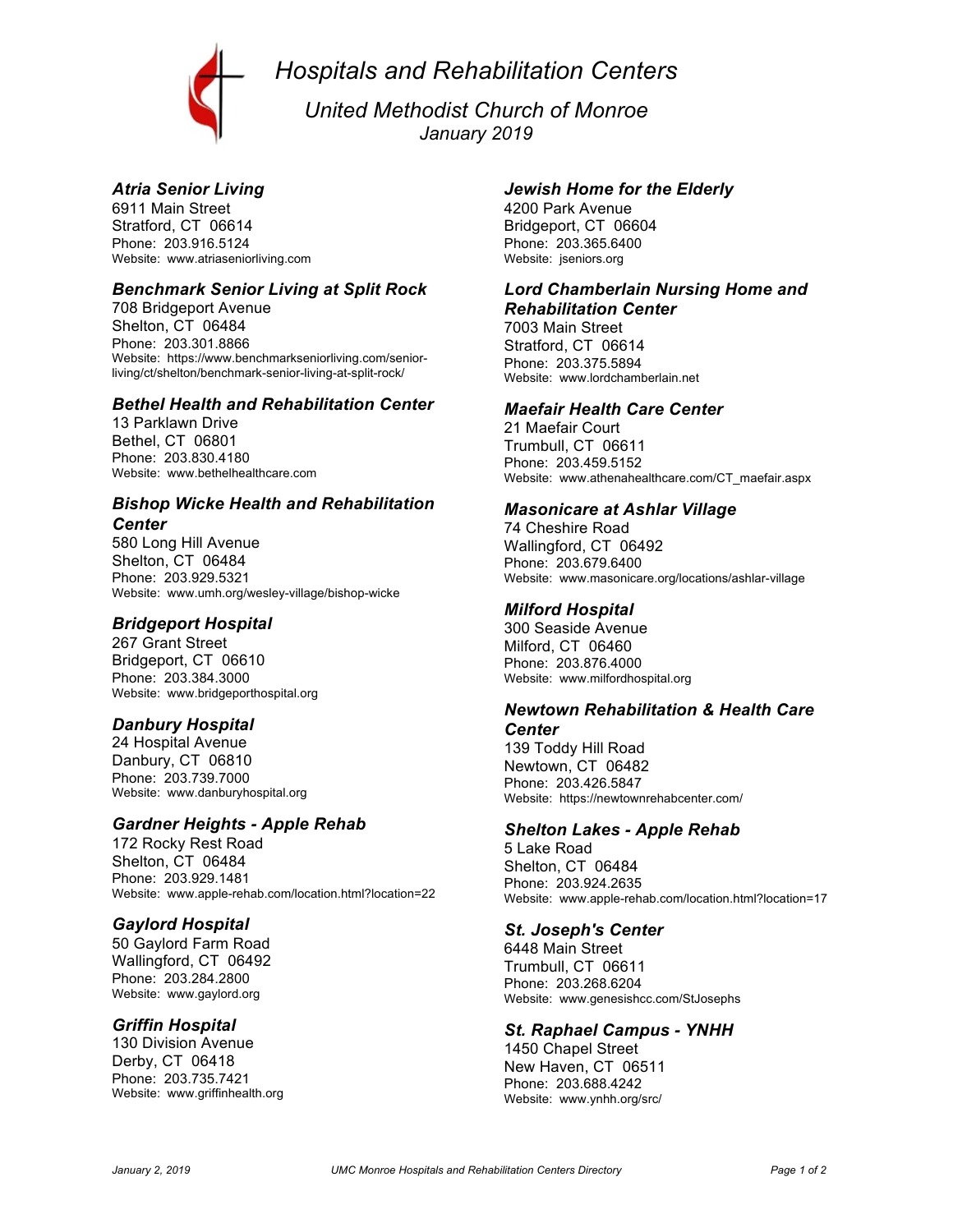# Hospitals and Rehabilitation Centers

## United Methodist Church of Monroe

January 2019

### Atria Senior Living
6911 Main Street
Stratford, CT 06614
Phone: 203.916.5124
Website: www.atriaseniorliving.com

### Benchmark Senior Living at Split Rock
708 Bridgeport Avenue
Shelton, CT 06484
Phone: 203.301.8866
Website: https://www.benchmarkseniorliving.com/senior-living/ct/shelton/benchmark-senior-living-at-split-rock/

### Bethel Health and Rehabilitation Center
13 Parklawn Drive
Bethel, CT 06801
Phone: 203.830.4180
Website: www.bethelhealthcare.com

### Bishop Wicke Health and Rehabilitation Center
580 Long Hill Avenue
Shelton, CT 06484
Phone: 203.929.5321
Website: www.umh.org/wesley-village/bishop-wicke

### Bridgeport Hospital
267 Grant Street
Bridgeport, CT 06610
Phone: 203.384.3000
Website: www.bridgeporthospital.org

### Danbury Hospital
24 Hospital Avenue
Danbury, CT 06810
Phone: 203.739.7000
Website: www.danburyhospital.org

### Gardner Heights - Apple Rehab
172 Rocky Rest Road
Shelton, CT 06484
Phone: 203.929.1481
Website: www.apple-rehab.com/location.html?location=22

### Gaylord Hospital
50 Gaylord Farm Road
Wallingford, CT 06492
Phone: 203.284.2800
Website: www.gaylord.org

### Griffin Hospital
130 Division Avenue
Derby, CT 06418
Phone: 203.735.7421
Website: www.griffinhealth.org

### Jewish Home for the Elderly
4200 Park Avenue
Bridgeport, CT 06604
Phone: 203.365.6400
Website: jseniors.org

### Lord Chamberlain Nursing Home and Rehabilitation Center
7003 Main Street
Stratford, CT 06614
Phone: 203.375.5894
Website: www.lordchamberlain.net

### Maefair Health Care Center
21 Maefair Court
Trumbull, CT 06611
Phone: 203.459.5152
Website: www.athenahealthcare.com/CT_maefair.aspx

### Masonicare at Ashlar Village
74 Cheshire Road
Wallingford, CT 06492
Phone: 203.679.6400
Website: www.masonicare.org/locations/ashlar-village

### Milford Hospital
300 Seaside Avenue
Milford, CT 06460
Phone: 203.876.4000
Website: www.milfordhospital.org

### Newtown Rehabilitation & Health Care Center
139 Toddy Hill Road
Newtown, CT 06482
Phone: 203.426.5847
Website: https://newtownrehabcenter.com/

### Shelton Lakes - Apple Rehab
5 Lake Road
Shelton, CT 06484
Phone: 203.924.2635
Website: www.apple-rehab.com/location.html?location=17

### St. Joseph's Center
6448 Main Street
Trumbull, CT 06611
Phone: 203.268.6204
Website: www.genesishcc.com/StJosephs

### St. Raphael Campus - YNHH
1450 Chapel Street
New Haven, CT 06511
Phone: 203.688.4242
Website: www.ynhh.org/src/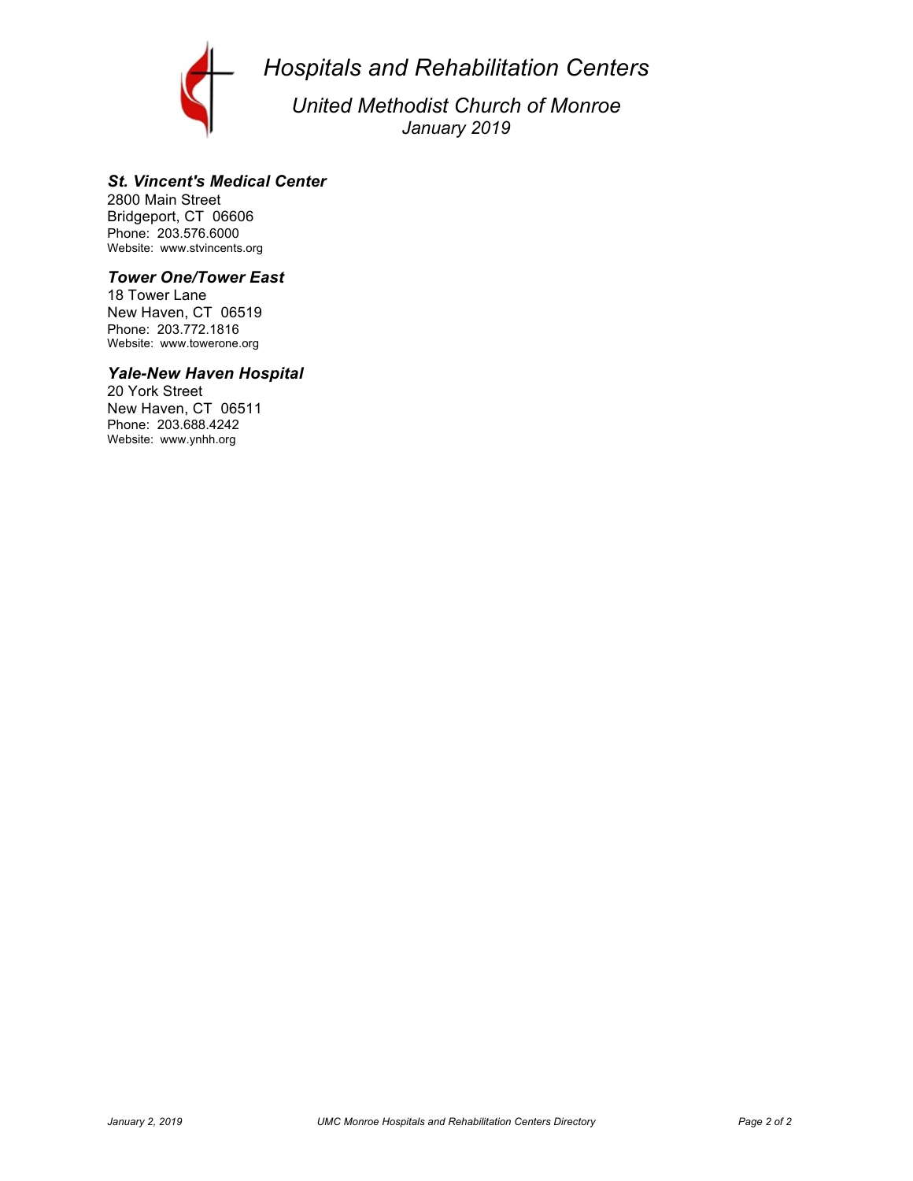# *Hospitals and Rehabilitation Centers*

## *United Methodist Church of Monroe*

*January 2019*

### ***St. Vincent's Medical Center***

2800 Main Street
Bridgeport, CT 06606
Phone: 203.576.6000
Website: www.stvincents.org

### ***Tower One/Tower East***

18 Tower Lane
New Haven, CT 06519
Phone: 203.772.1816
Website: www.towerone.org

### ***Yale-New Haven Hospital***

20 York Street
New Haven, CT 06511
Phone: 203.688.4242
Website: www.ynhh.org